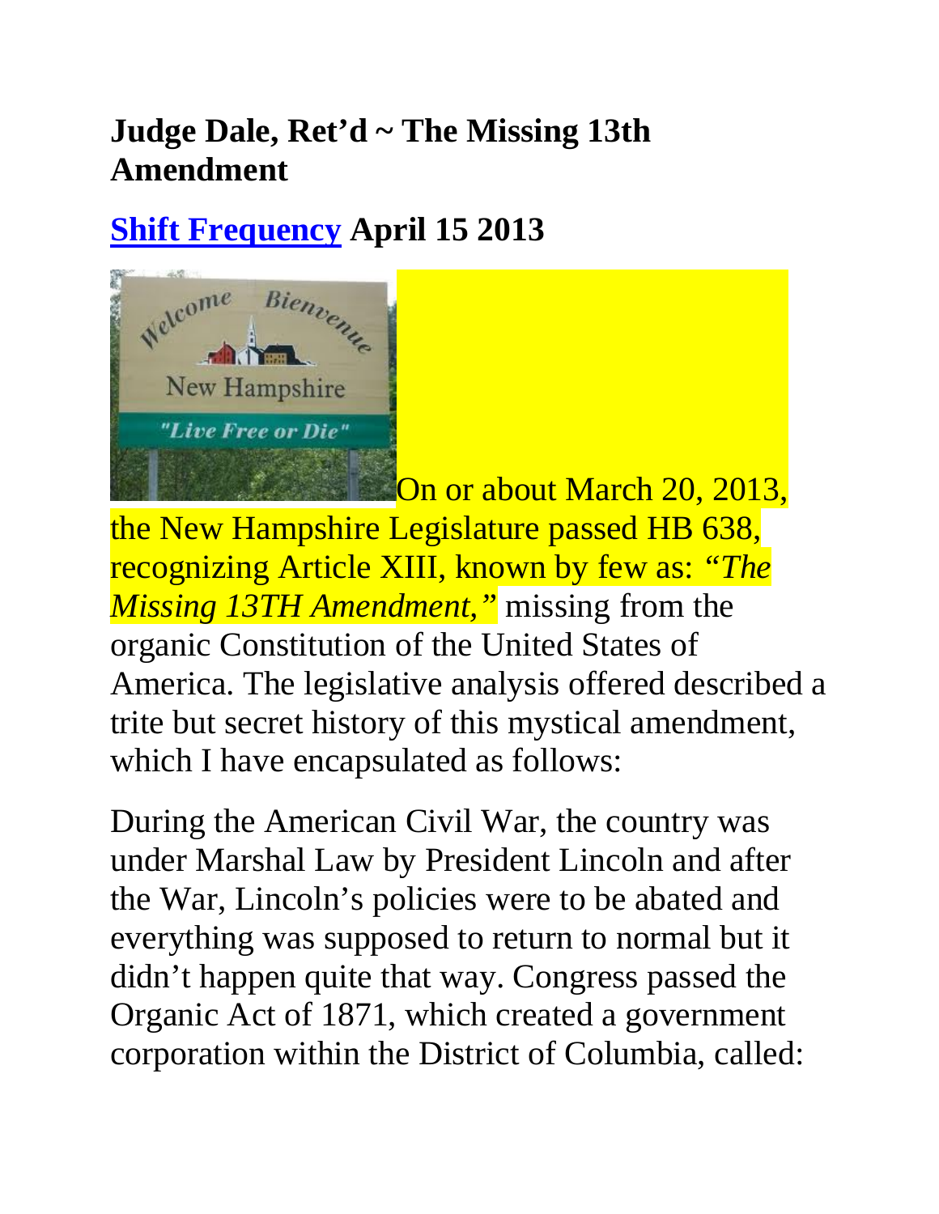# Judge Dale, Ret'd ~ The Missing 13th Amendment

## [Shift Frequency](#) April 15 2013

On or about March 20, 2013, the New Hampshire Legislature passed HB 638, recognizing Article XIII, known by few as: *"The Missing 13TH Amendment,"* missing from the organic Constitution of the United States of America. The legislative analysis offered described a trite but secret history of this mystical amendment, which I have encapsulated as follows:

During the American Civil War, the country was under Marshal Law by President Lincoln and after the War, Lincoln's policies were to be abated and everything was supposed to return to normal but it didn't happen quite that way. Congress passed the Organic Act of 1871, which created a government corporation within the District of Columbia, called: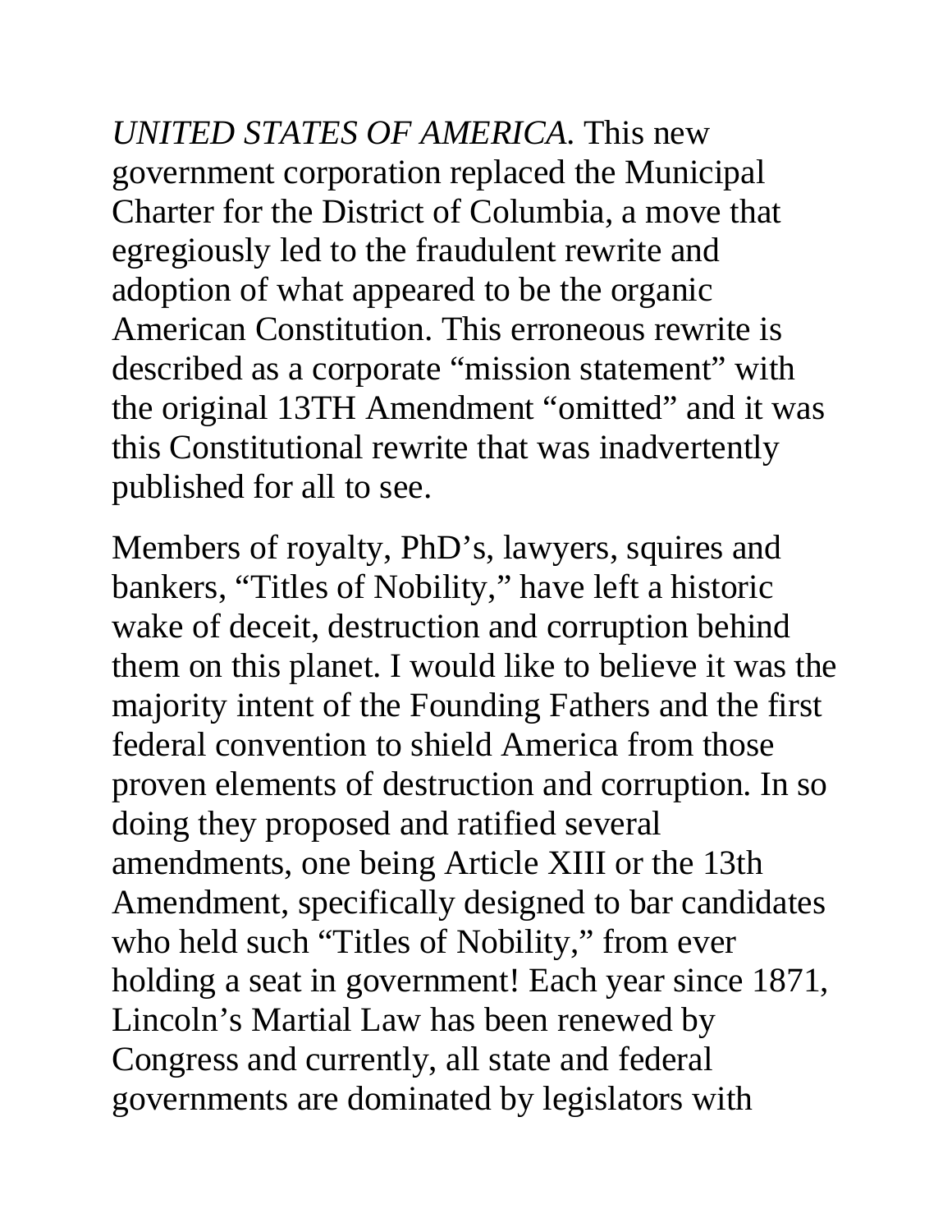*UNITED STATES OF AMERICA.* This new government corporation replaced the Municipal Charter for the District of Columbia, a move that egregiously led to the fraudulent rewrite and adoption of what appeared to be the organic American Constitution. This erroneous rewrite is described as a corporate "mission statement" with the original 13TH Amendment "omitted" and it was this Constitutional rewrite that was inadvertently published for all to see.

Members of royalty, PhD's, lawyers, squires and bankers, "Titles of Nobility," have left a historic wake of deceit, destruction and corruption behind them on this planet. I would like to believe it was the majority intent of the Founding Fathers and the first federal convention to shield America from those proven elements of destruction and corruption. In so doing they proposed and ratified several amendments, one being Article XIII or the 13th Amendment, specifically designed to bar candidates who held such "Titles of Nobility," from ever holding a seat in government! Each year since 1871, Lincoln's Martial Law has been renewed by Congress and currently, all state and federal governments are dominated by legislators with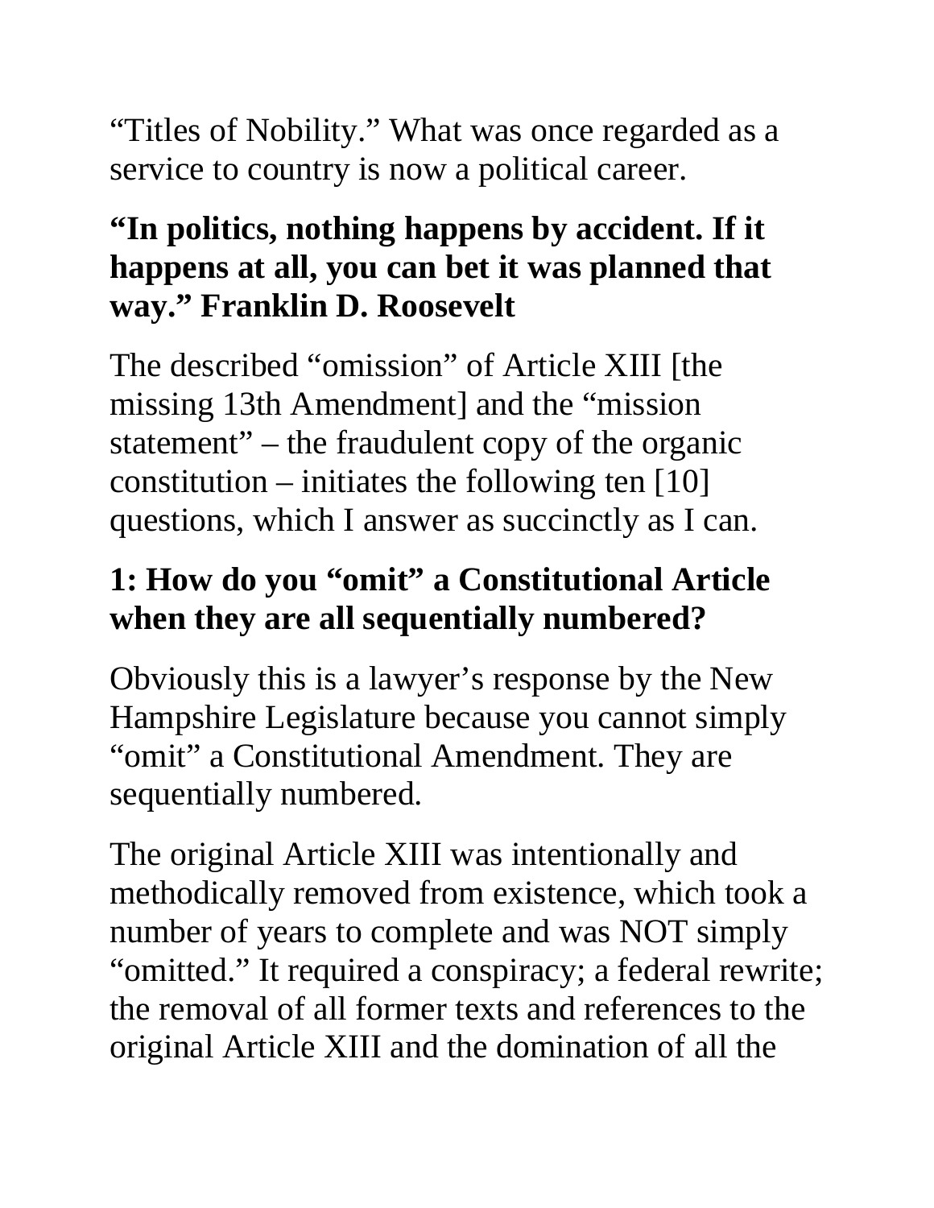"Titles of Nobility." What was once regarded as a service to country is now a political career.

**"In politics, nothing happens by accident. If it happens at all, you can bet it was planned that way." Franklin D. Roosevelt**

The described "omission" of Article XIII [the missing 13th Amendment] and the "mission statement" – the fraudulent copy of the organic constitution – initiates the following ten [10] questions, which I answer as succinctly as I can.

**1: How do you "omit" a Constitutional Article when they are all sequentially numbered?**

Obviously this is a lawyer's response by the New Hampshire Legislature because you cannot simply "omit" a Constitutional Amendment. They are sequentially numbered.

The original Article XIII was intentionally and methodically removed from existence, which took a number of years to complete and was NOT simply "omitted." It required a conspiracy; a federal rewrite; the removal of all former texts and references to the original Article XIII and the domination of all the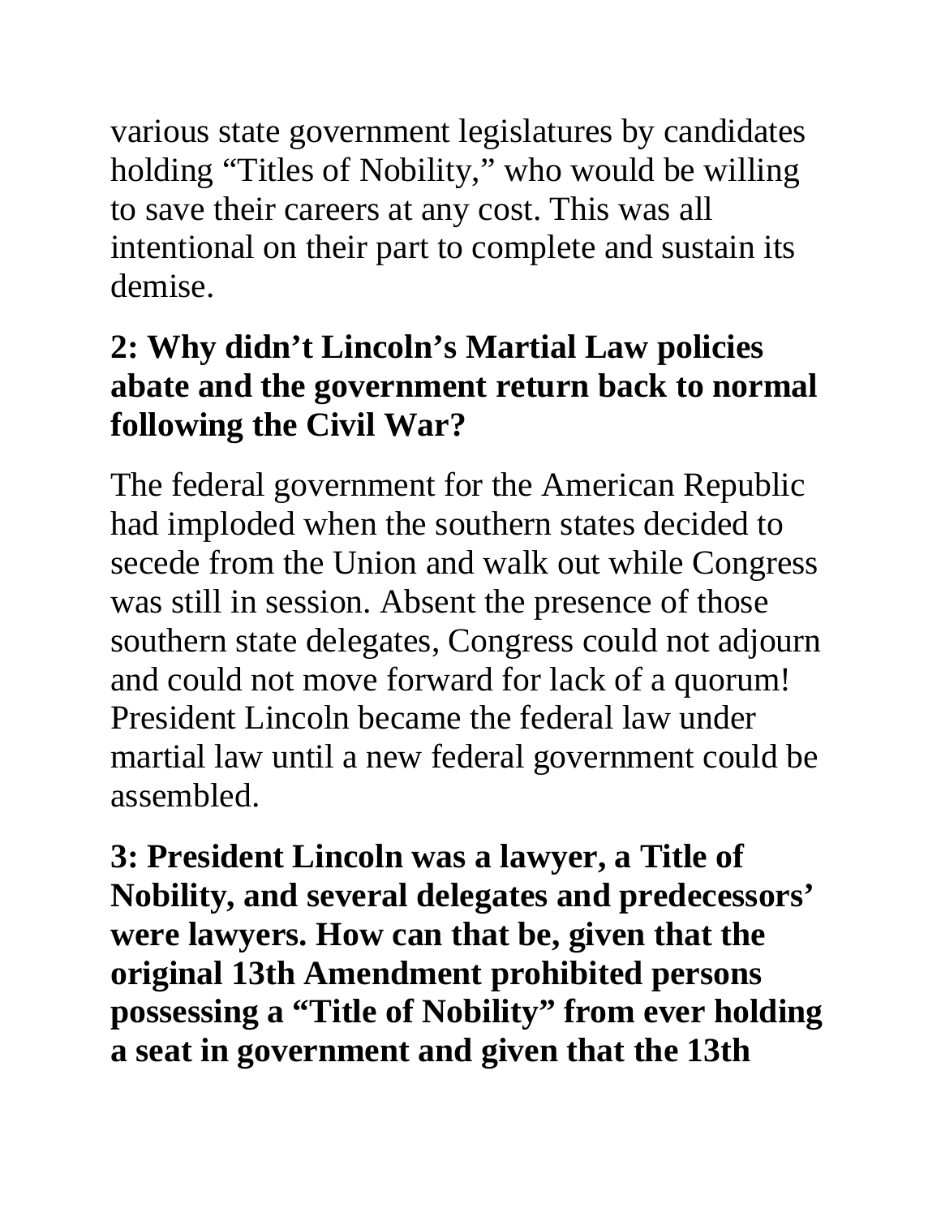various state government legislatures by candidates holding “Titles of Nobility,” who would be willing to save their careers at any cost. This was all intentional on their part to complete and sustain its demise.

**2: Why didn’t Lincoln’s Martial Law policies abate and the government return back to normal following the Civil War?**

The federal government for the American Republic had imploded when the southern states decided to secede from the Union and walk out while Congress was still in session. Absent the presence of those southern state delegates, Congress could not adjourn and could not move forward for lack of a quorum! President Lincoln became the federal law under martial law until a new federal government could be assembled.

**3: President Lincoln was a lawyer, a Title of Nobility, and several delegates and predecessors’ were lawyers. How can that be, given that the original 13th Amendment prohibited persons possessing a “Title of Nobility” from ever holding a seat in government and given that the 13th**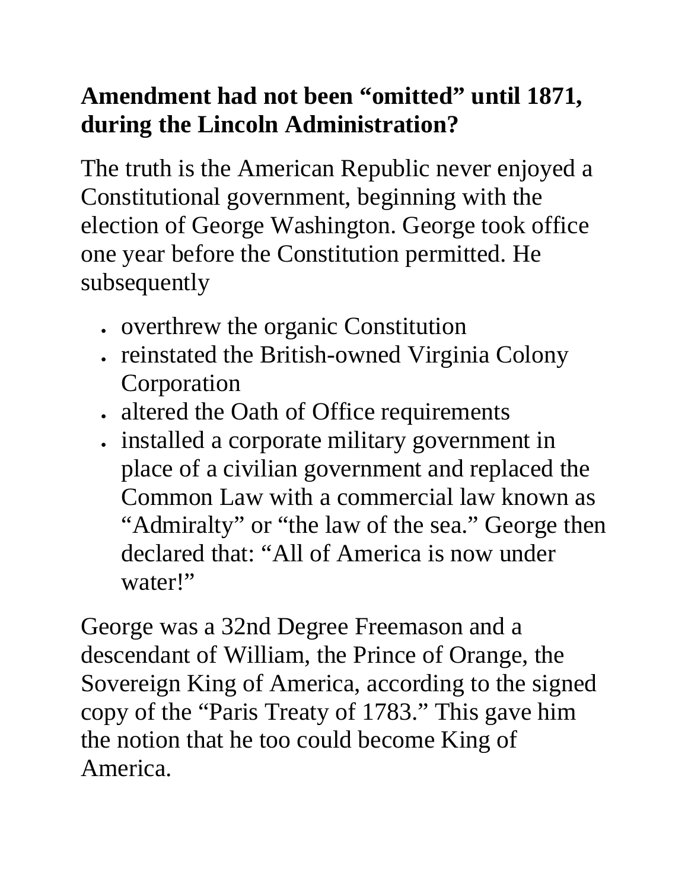**Amendment had not been "omitted" until 1871, during the Lincoln Administration?**

The truth is the American Republic never enjoyed a Constitutional government, beginning with the election of George Washington. George took office one year before the Constitution permitted. He subsequently

- overthrew the organic Constitution
- reinstated the British-owned Virginia Colony Corporation
- altered the Oath of Office requirements
- installed a corporate military government in place of a civilian government and replaced the Common Law with a commercial law known as "Admiralty" or "the law of the sea." George then declared that: "All of America is now under water!"

George was a 32nd Degree Freemason and a descendant of William, the Prince of Orange, the Sovereign King of America, according to the signed copy of the "Paris Treaty of 1783." This gave him the notion that he too could become King of America.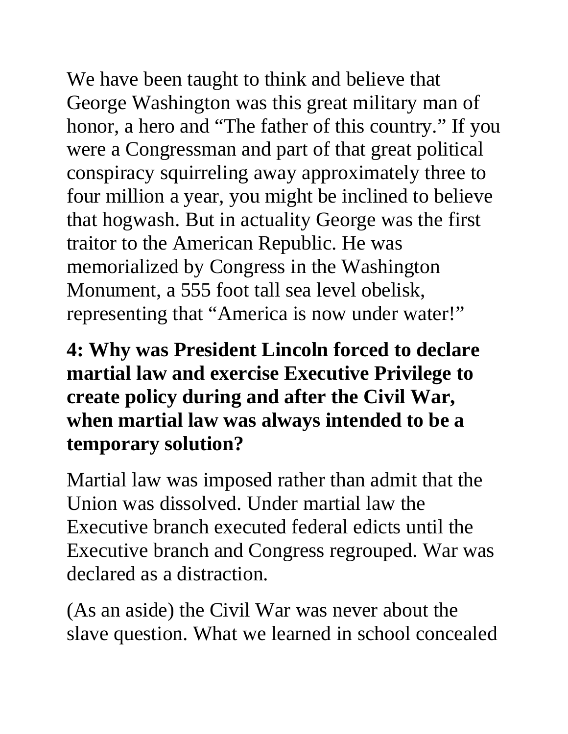We have been taught to think and believe that George Washington was this great military man of honor, a hero and "The father of this country." If you were a Congressman and part of that great political conspiracy squirreling away approximately three to four million a year, you might be inclined to believe that hogwash. But in actuality George was the first traitor to the American Republic. He was memorialized by Congress in the Washington Monument, a 555 foot tall sea level obelisk, representing that "America is now under water!"

**4: Why was President Lincoln forced to declare martial law and exercise Executive Privilege to create policy during and after the Civil War, when martial law was always intended to be a temporary solution?**

Martial law was imposed rather than admit that the Union was dissolved. Under martial law the Executive branch executed federal edicts until the Executive branch and Congress regrouped. War was declared as a distraction.

(As an aside) the Civil War was never about the slave question. What we learned in school concealed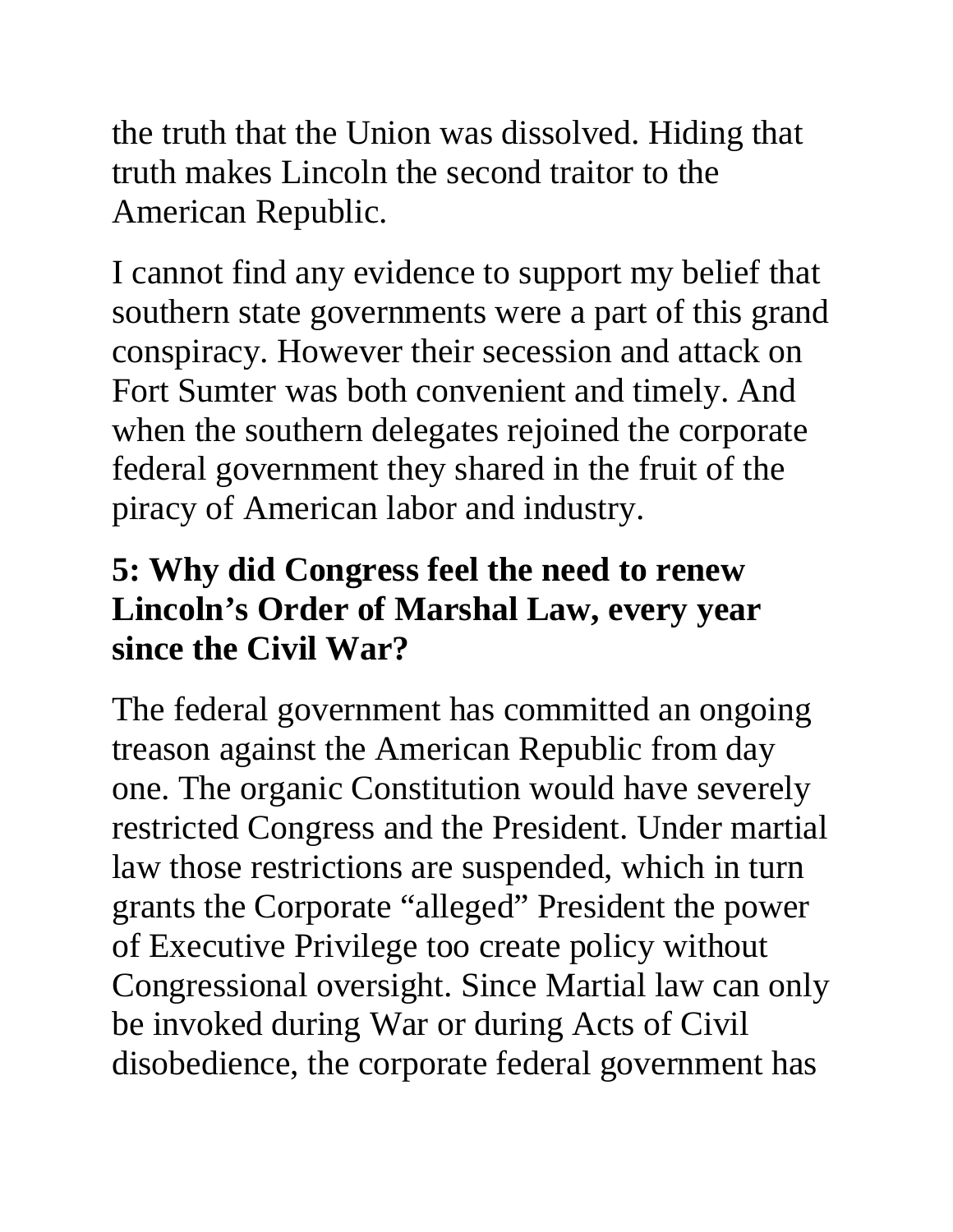the truth that the Union was dissolved. Hiding that truth makes Lincoln the second traitor to the American Republic.

I cannot find any evidence to support my belief that southern state governments were a part of this grand conspiracy. However their secession and attack on Fort Sumter was both convenient and timely. And when the southern delegates rejoined the corporate federal government they shared in the fruit of the piracy of American labor and industry.

**5: Why did Congress feel the need to renew Lincoln's Order of Marshal Law, every year since the Civil War?**

The federal government has committed an ongoing treason against the American Republic from day one. The organic Constitution would have severely restricted Congress and the President. Under martial law those restrictions are suspended, which in turn grants the Corporate "alleged" President the power of Executive Privilege too create policy without Congressional oversight. Since Martial law can only be invoked during War or during Acts of Civil disobedience, the corporate federal government has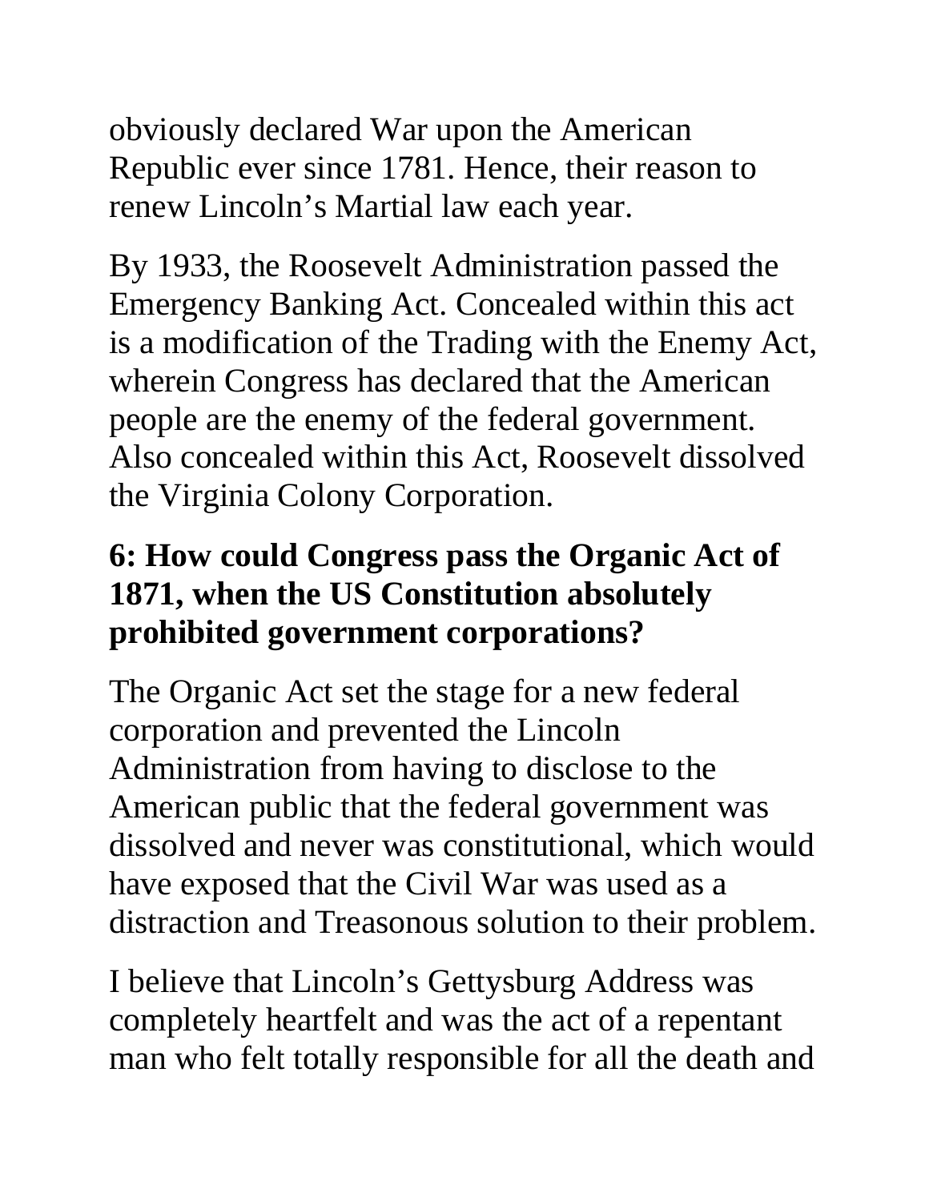obviously declared War upon the American Republic ever since 1781. Hence, their reason to renew Lincoln's Martial law each year.

By 1933, the Roosevelt Administration passed the Emergency Banking Act. Concealed within this act is a modification of the Trading with the Enemy Act, wherein Congress has declared that the American people are the enemy of the federal government. Also concealed within this Act, Roosevelt dissolved the Virginia Colony Corporation.

**6: How could Congress pass the Organic Act of 1871, when the US Constitution absolutely prohibited government corporations?**

The Organic Act set the stage for a new federal corporation and prevented the Lincoln Administration from having to disclose to the American public that the federal government was dissolved and never was constitutional, which would have exposed that the Civil War was used as a distraction and Treasonous solution to their problem.

I believe that Lincoln's Gettysburg Address was completely heartfelt and was the act of a repentant man who felt totally responsible for all the death and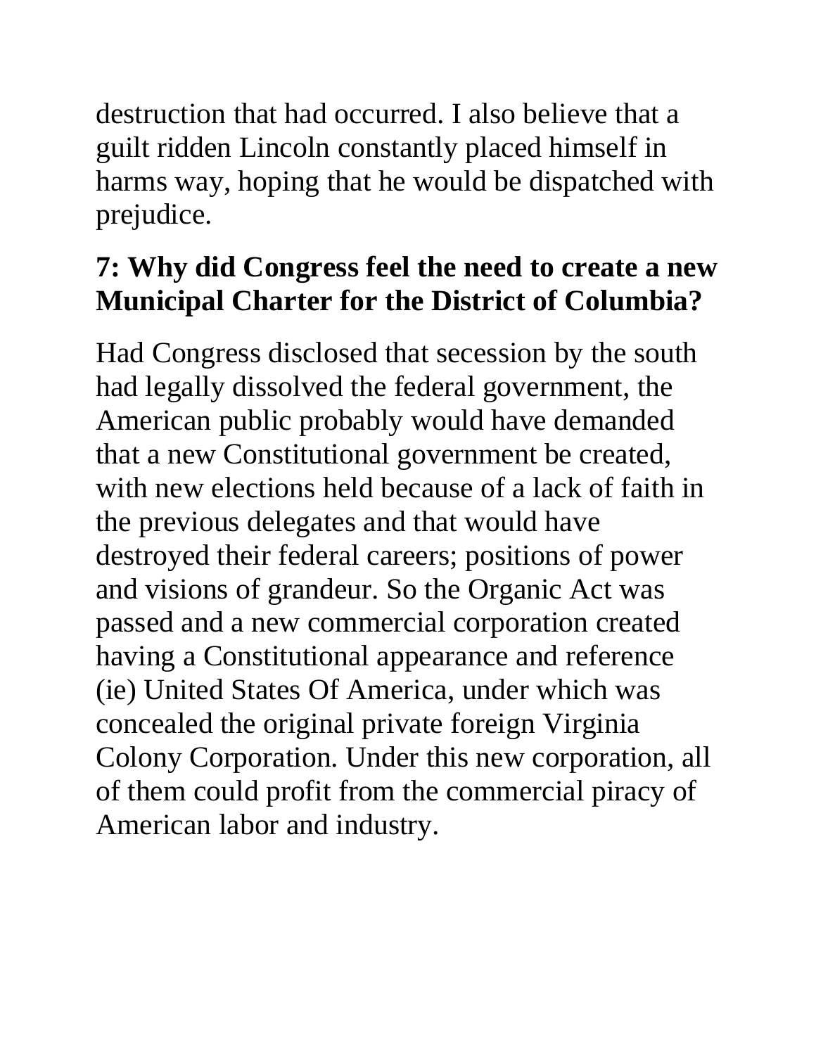destruction that had occurred. I also believe that a guilt ridden Lincoln constantly placed himself in harms way, hoping that he would be dispatched with prejudice.

**7: Why did Congress feel the need to create a new Municipal Charter for the District of Columbia?**

Had Congress disclosed that secession by the south had legally dissolved the federal government, the American public probably would have demanded that a new Constitutional government be created, with new elections held because of a lack of faith in the previous delegates and that would have destroyed their federal careers; positions of power and visions of grandeur. So the Organic Act was passed and a new commercial corporation created having a Constitutional appearance and reference (ie) United States Of America, under which was concealed the original private foreign Virginia Colony Corporation. Under this new corporation, all of them could profit from the commercial piracy of American labor and industry.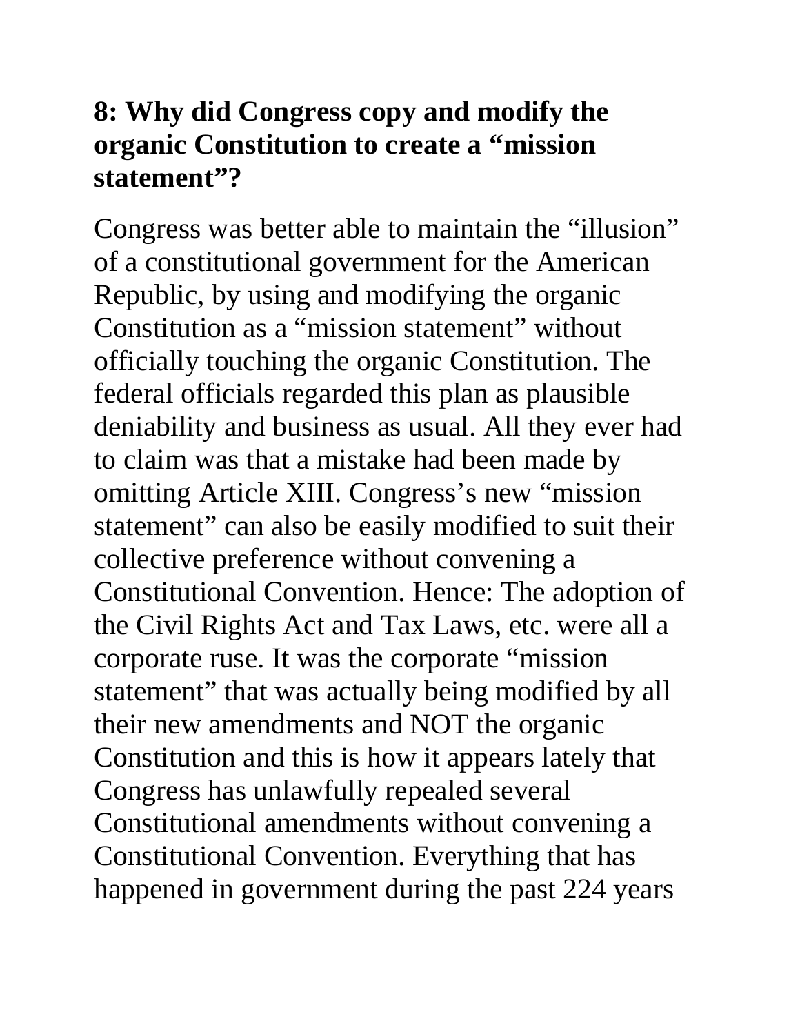## 8: Why did Congress copy and modify the organic Constitution to create a "mission statement"?

Congress was better able to maintain the "illusion" of a constitutional government for the American Republic, by using and modifying the organic Constitution as a "mission statement" without officially touching the organic Constitution. The federal officials regarded this plan as plausible deniability and business as usual. All they ever had to claim was that a mistake had been made by omitting Article XIII. Congress's new "mission statement" can also be easily modified to suit their collective preference without convening a Constitutional Convention. Hence: The adoption of the Civil Rights Act and Tax Laws, etc. were all a corporate ruse. It was the corporate "mission statement" that was actually being modified by all their new amendments and NOT the organic Constitution and this is how it appears lately that Congress has unlawfully repealed several Constitutional amendments without convening a Constitutional Convention. Everything that has happened in government during the past 224 years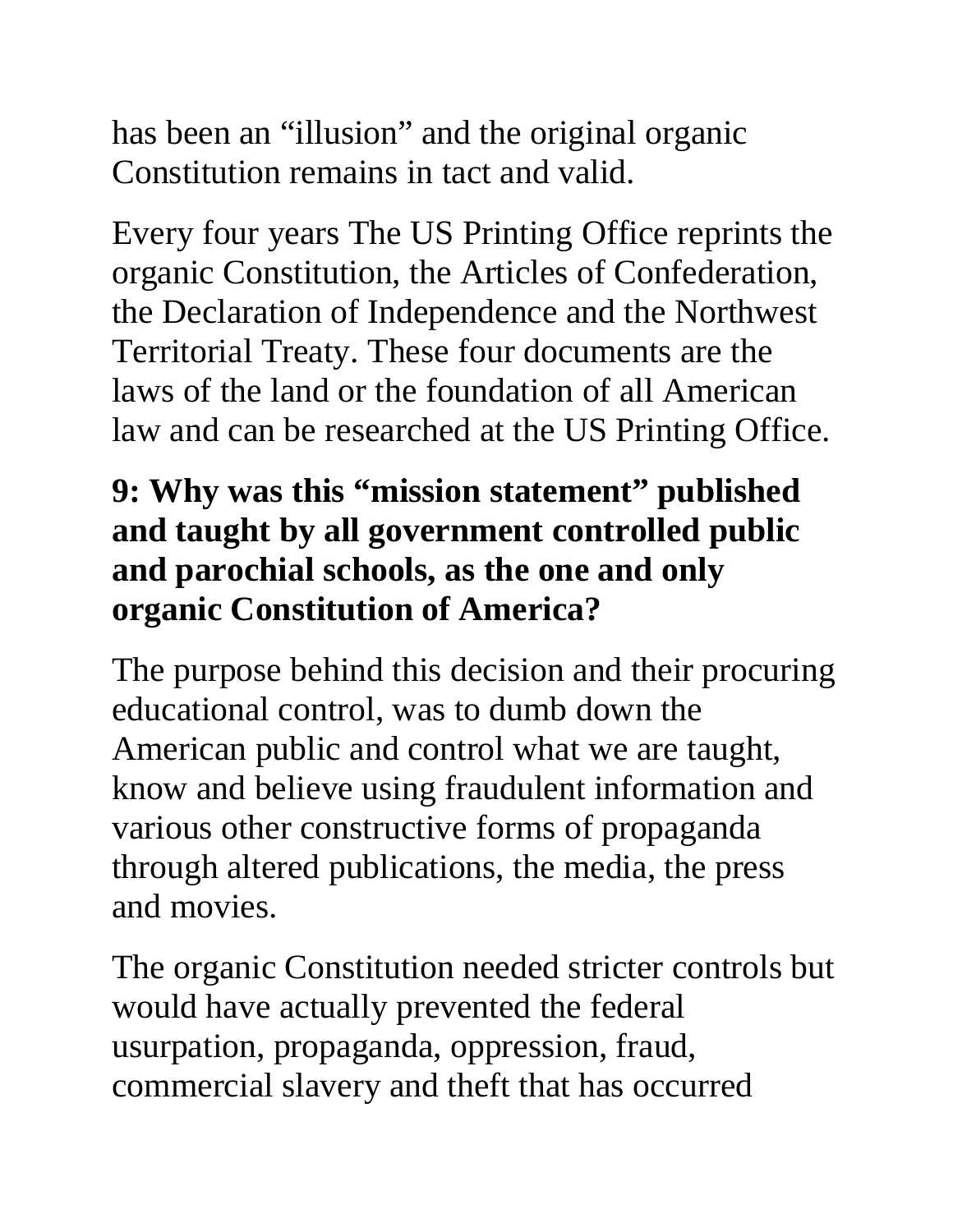has been an "illusion" and the original organic Constitution remains in tact and valid.

Every four years The US Printing Office reprints the organic Constitution, the Articles of Confederation, the Declaration of Independence and the Northwest Territorial Treaty. These four documents are the laws of the land or the foundation of all American law and can be researched at the US Printing Office.

**9: Why was this "mission statement" published and taught by all government controlled public and parochial schools, as the one and only organic Constitution of America?**

The purpose behind this decision and their procuring educational control, was to dumb down the American public and control what we are taught, know and believe using fraudulent information and various other constructive forms of propaganda through altered publications, the media, the press and movies.

The organic Constitution needed stricter controls but would have actually prevented the federal usurpation, propaganda, oppression, fraud, commercial slavery and theft that has occurred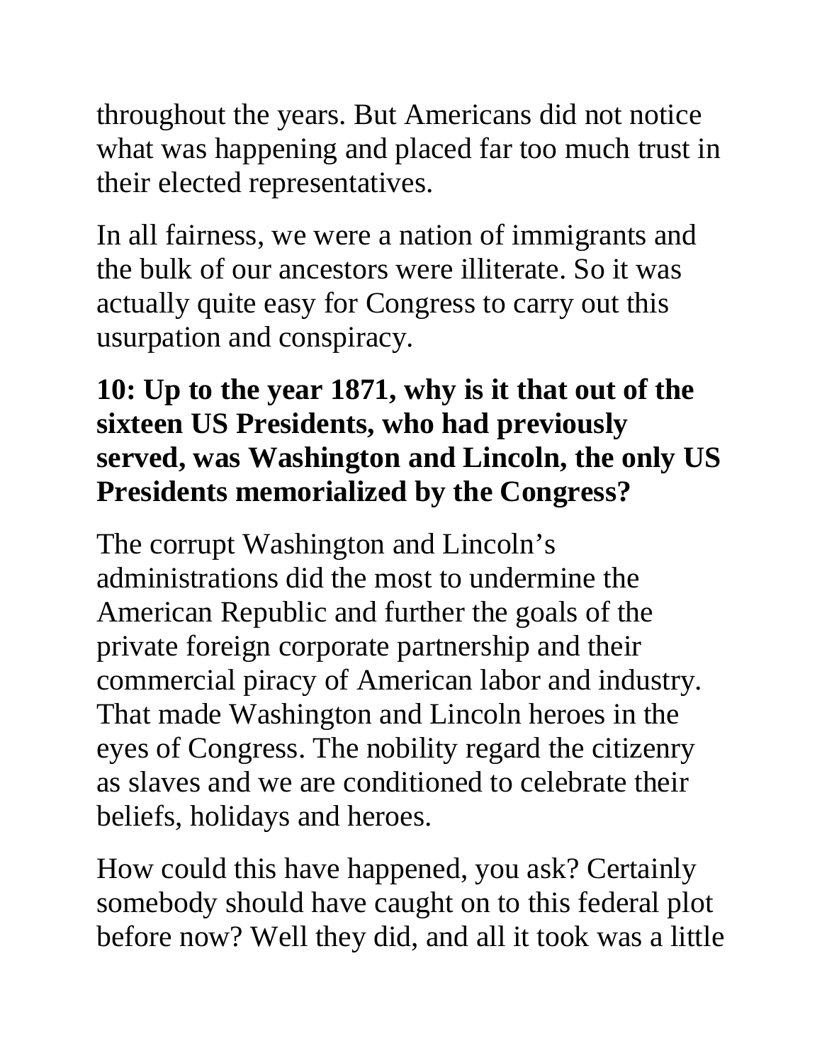throughout the years. But Americans did not notice what was happening and placed far too much trust in their elected representatives.

In all fairness, we were a nation of immigrants and the bulk of our ancestors were illiterate. So it was actually quite easy for Congress to carry out this usurpation and conspiracy.

**10: Up to the year 1871, why is it that out of the sixteen US Presidents, who had previously served, was Washington and Lincoln, the only US Presidents memorialized by the Congress?**

The corrupt Washington and Lincoln's administrations did the most to undermine the American Republic and further the goals of the private foreign corporate partnership and their commercial piracy of American labor and industry. That made Washington and Lincoln heroes in the eyes of Congress. The nobility regard the citizenry as slaves and we are conditioned to celebrate their beliefs, holidays and heroes.

How could this have happened, you ask? Certainly somebody should have caught on to this federal plot before now? Well they did, and all it took was a little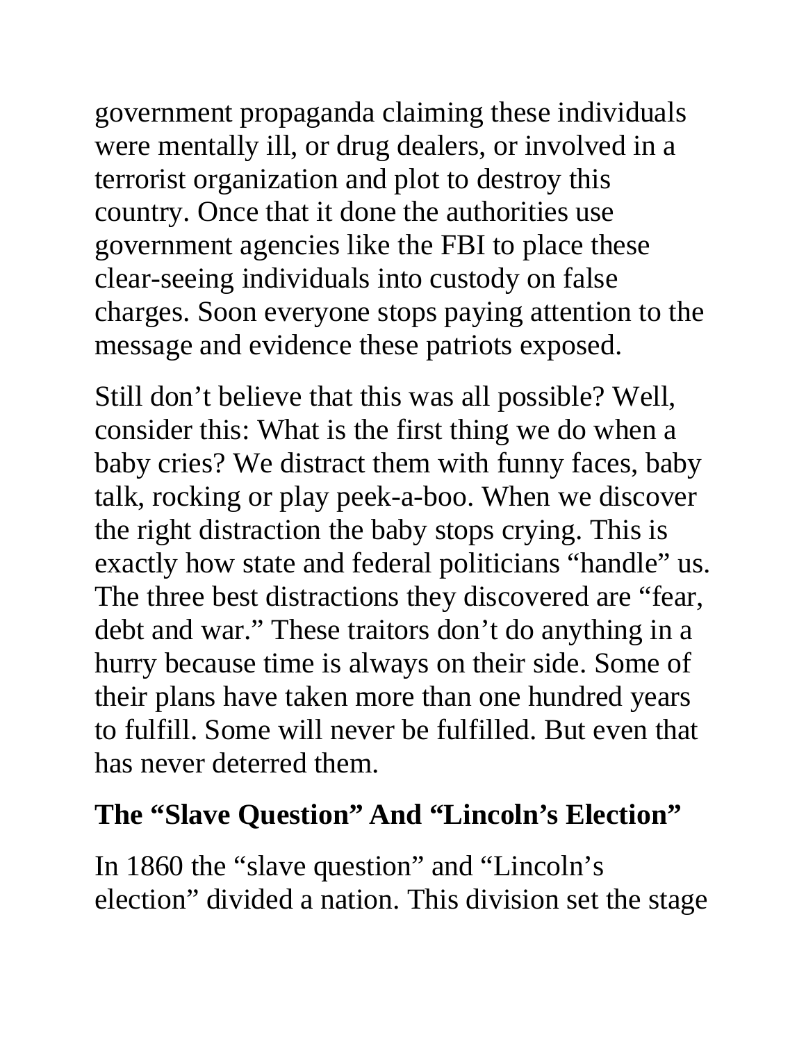government propaganda claiming these individuals were mentally ill, or drug dealers, or involved in a terrorist organization and plot to destroy this country. Once that it done the authorities use government agencies like the FBI to place these clear-seeing individuals into custody on false charges. Soon everyone stops paying attention to the message and evidence these patriots exposed.

Still don't believe that this was all possible? Well, consider this: What is the first thing we do when a baby cries? We distract them with funny faces, baby talk, rocking or play peek-a-boo. When we discover the right distraction the baby stops crying. This is exactly how state and federal politicians "handle" us. The three best distractions they discovered are "fear, debt and war." These traitors don't do anything in a hurry because time is always on their side. Some of their plans have taken more than one hundred years to fulfill. Some will never be fulfilled. But even that has never deterred them.

## The "Slave Question" And "Lincoln's Election"

In 1860 the "slave question" and "Lincoln's election" divided a nation. This division set the stage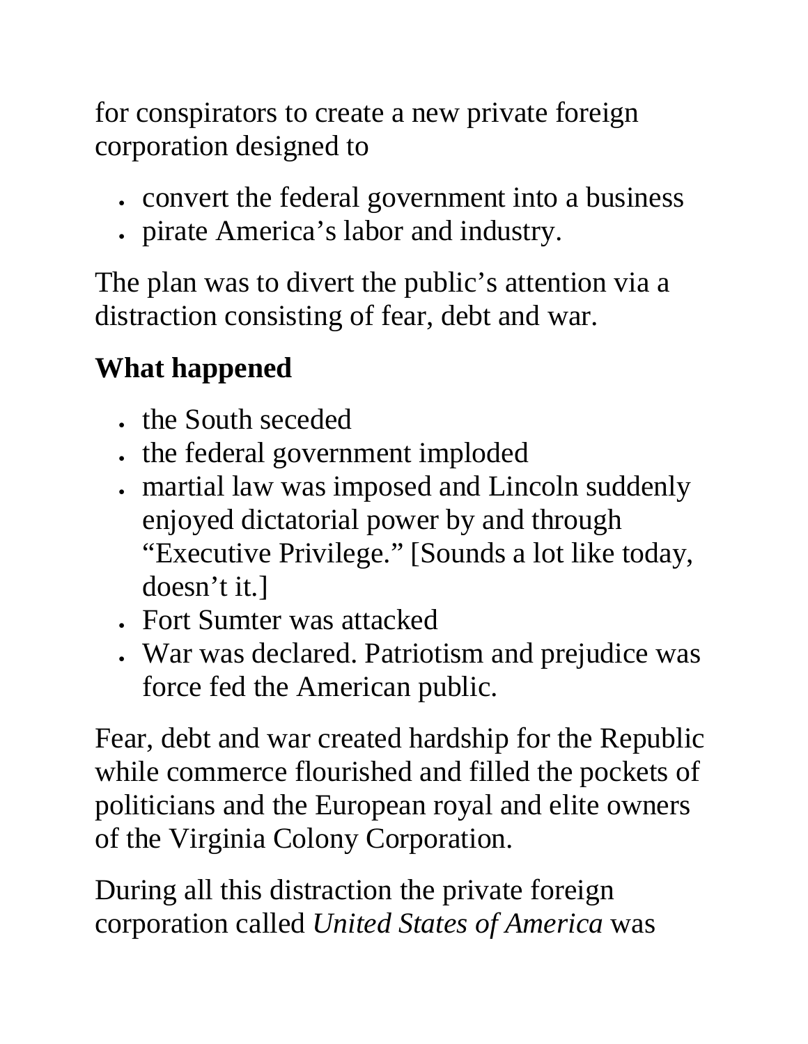for conspirators to create a new private foreign corporation designed to

- convert the federal government into a business
- pirate America's labor and industry.

The plan was to divert the public's attention via a distraction consisting of fear, debt and war.

**What happened**

- the South seceded
- the federal government imploded
- martial law was imposed and Lincoln suddenly enjoyed dictatorial power by and through "Executive Privilege." [Sounds a lot like today, doesn't it.]
- Fort Sumter was attacked
- War was declared. Patriotism and prejudice was force fed the American public.

Fear, debt and war created hardship for the Republic while commerce flourished and filled the pockets of politicians and the European royal and elite owners of the Virginia Colony Corporation.

During all this distraction the private foreign corporation called *United States of America* was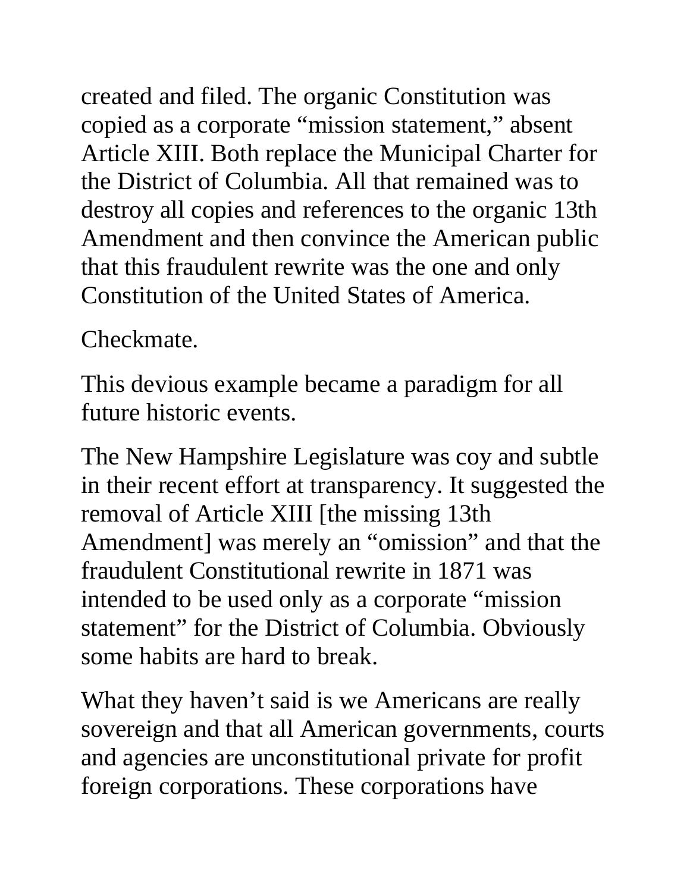created and filed. The organic Constitution was copied as a corporate "mission statement," absent Article XIII. Both replace the Municipal Charter for the District of Columbia. All that remained was to destroy all copies and references to the organic 13th Amendment and then convince the American public that this fraudulent rewrite was the one and only Constitution of the United States of America.

Checkmate.

This devious example became a paradigm for all future historic events.

The New Hampshire Legislature was coy and subtle in their recent effort at transparency. It suggested the removal of Article XIII [the missing 13th Amendment] was merely an "omission" and that the fraudulent Constitutional rewrite in 1871 was intended to be used only as a corporate "mission statement" for the District of Columbia. Obviously some habits are hard to break.

What they haven't said is we Americans are really sovereign and that all American governments, courts and agencies are unconstitutional private for profit foreign corporations. These corporations have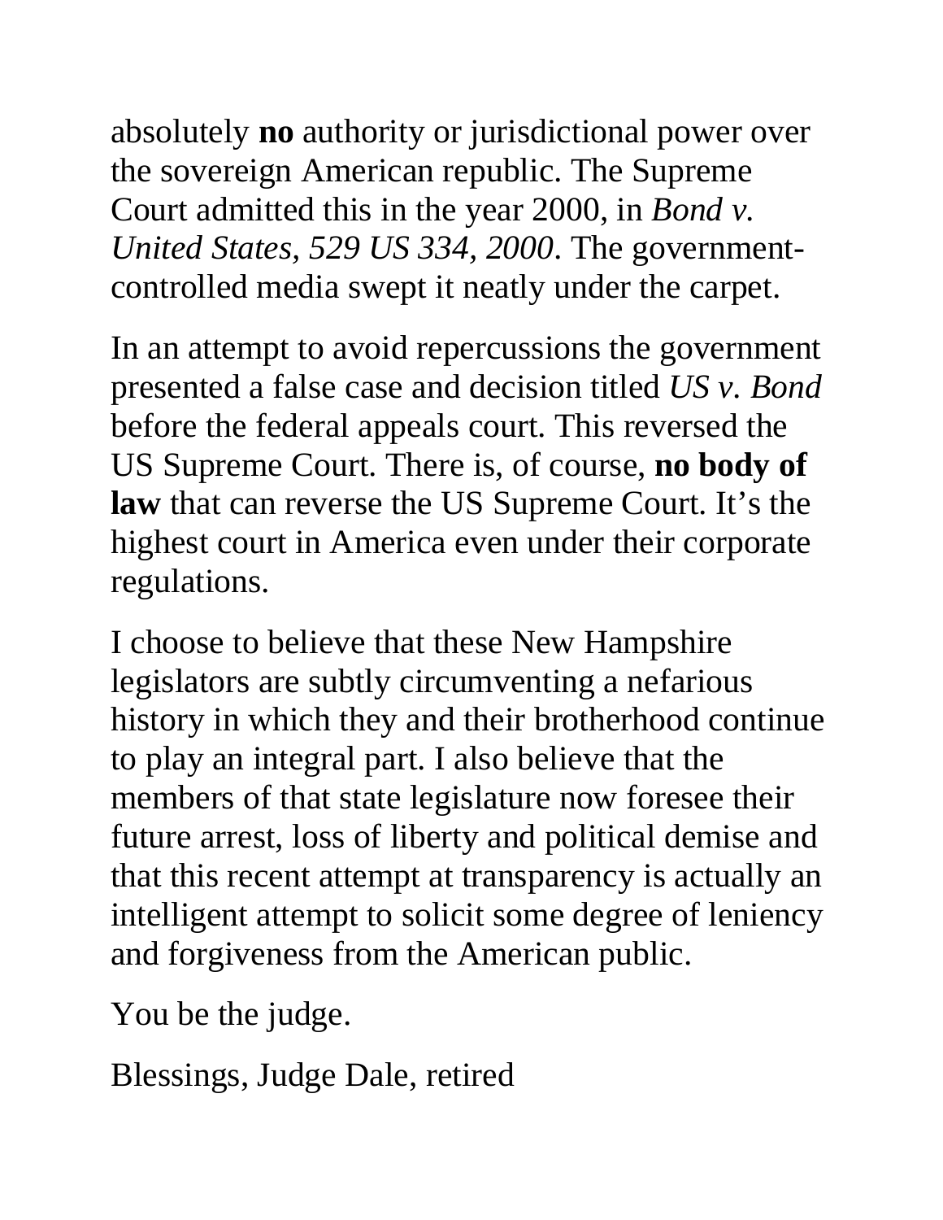absolutely **no** authority or jurisdictional power over the sovereign American republic. The Supreme Court admitted this in the year 2000, in *Bond v. United States, 529 US 334, 2000*. The government-controlled media swept it neatly under the carpet.

In an attempt to avoid repercussions the government presented a false case and decision titled *US v. Bond* before the federal appeals court. This reversed the US Supreme Court. There is, of course, **no body of law** that can reverse the US Supreme Court. It's the highest court in America even under their corporate regulations.

I choose to believe that these New Hampshire legislators are subtly circumventing a nefarious history in which they and their brotherhood continue to play an integral part. I also believe that the members of that state legislature now foresee their future arrest, loss of liberty and political demise and that this recent attempt at transparency is actually an intelligent attempt to solicit some degree of leniency and forgiveness from the American public.

You be the judge.

Blessings, Judge Dale, retired